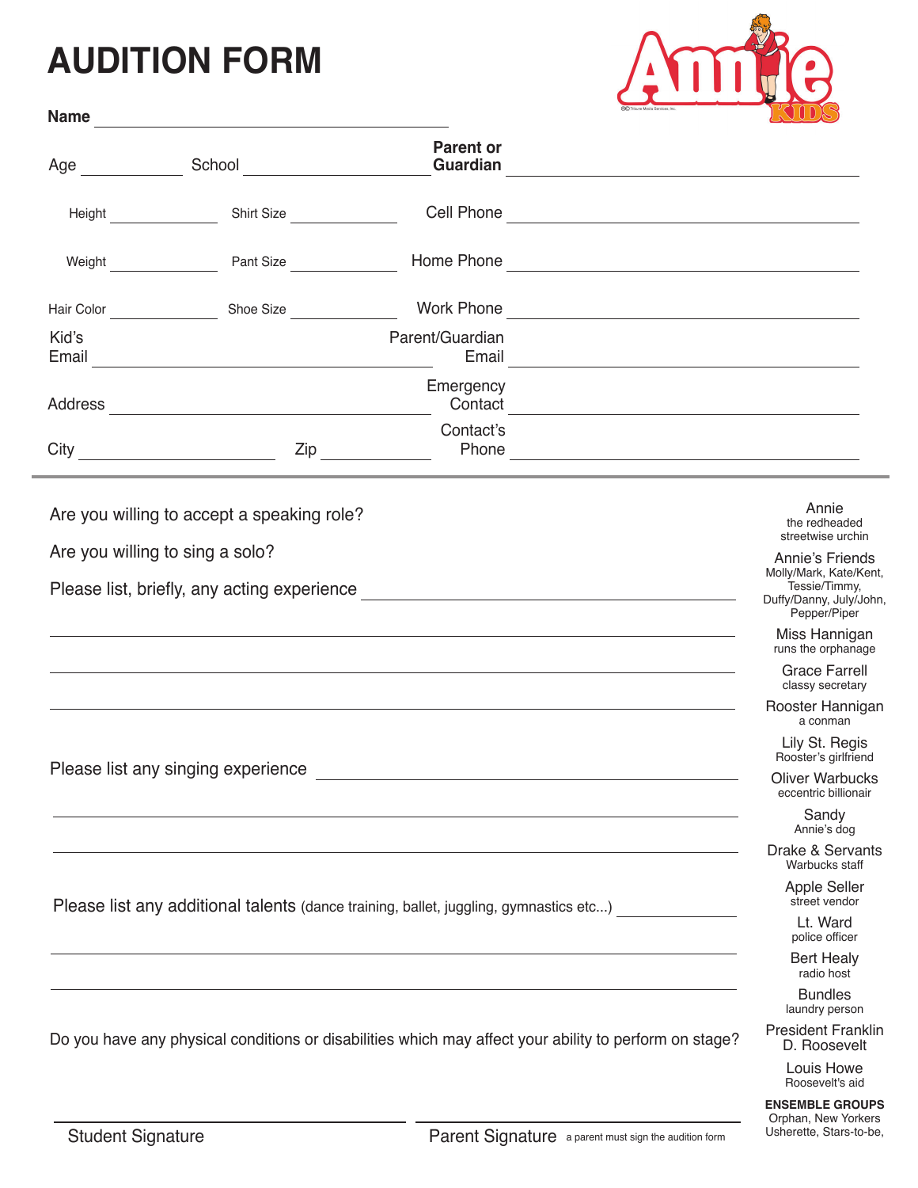# AUDITION FORM

Annie KIDS

**Name** ______________________________

Age __________ School ____________________ **Parent or Guardian** ______________________________

Height __________ Shirt Size __________ Cell Phone ______________________________

Weight __________ Pant Size __________ Home Phone ______________________________

Hair Color __________ Shoe Size __________ Work Phone ______________________________

Kid's Email ______________________________ Parent/Guardian Email ______________________________

Address ______________________________ Emergency Contact ______________________________

City ____________________ Zip __________ Contact's Phone ______________________________

---

Are you willing to accept a speaking role?

Are you willing to sing a solo?

Please list, briefly, any acting experience ______________________________

______________________________

______________________________

______________________________

Please list any singing experience ______________________________

______________________________

______________________________

Please list any additional talents (dance training, ballet, juggling, gymnastics etc...) __________

______________________________

______________________________

Do you have any physical conditions or disabilities which may affect your ability to perform on stage?

______________________________ Student Signature

______________________________ Parent Signature a parent must sign the audition form

---

Annie
the redheaded streetwise urchin

Annie's Friends
Molly/Mark, Kate/Kent, Tessie/Timmy, Duffy/Danny, July/John, Pepper/Piper

Miss Hannigan
runs the orphanage

Grace Farrell
classy secretary

Rooster Hannigan
a conman

Lily St. Regis
Rooster's girlfriend

Oliver Warbucks
eccentric billionair

Sandy
Annie's dog

Drake & Servants
Warbucks staff

Apple Seller
street vendor

Lt. Ward
police officer

Bert Healy
radio host

Bundles
laundry person

President Franklin D. Roosevelt

Louis Howe
Roosevelt's aid

**ENSEMBLE GROUPS**
Orphan, New Yorkers
Usherette, Stars-to-be,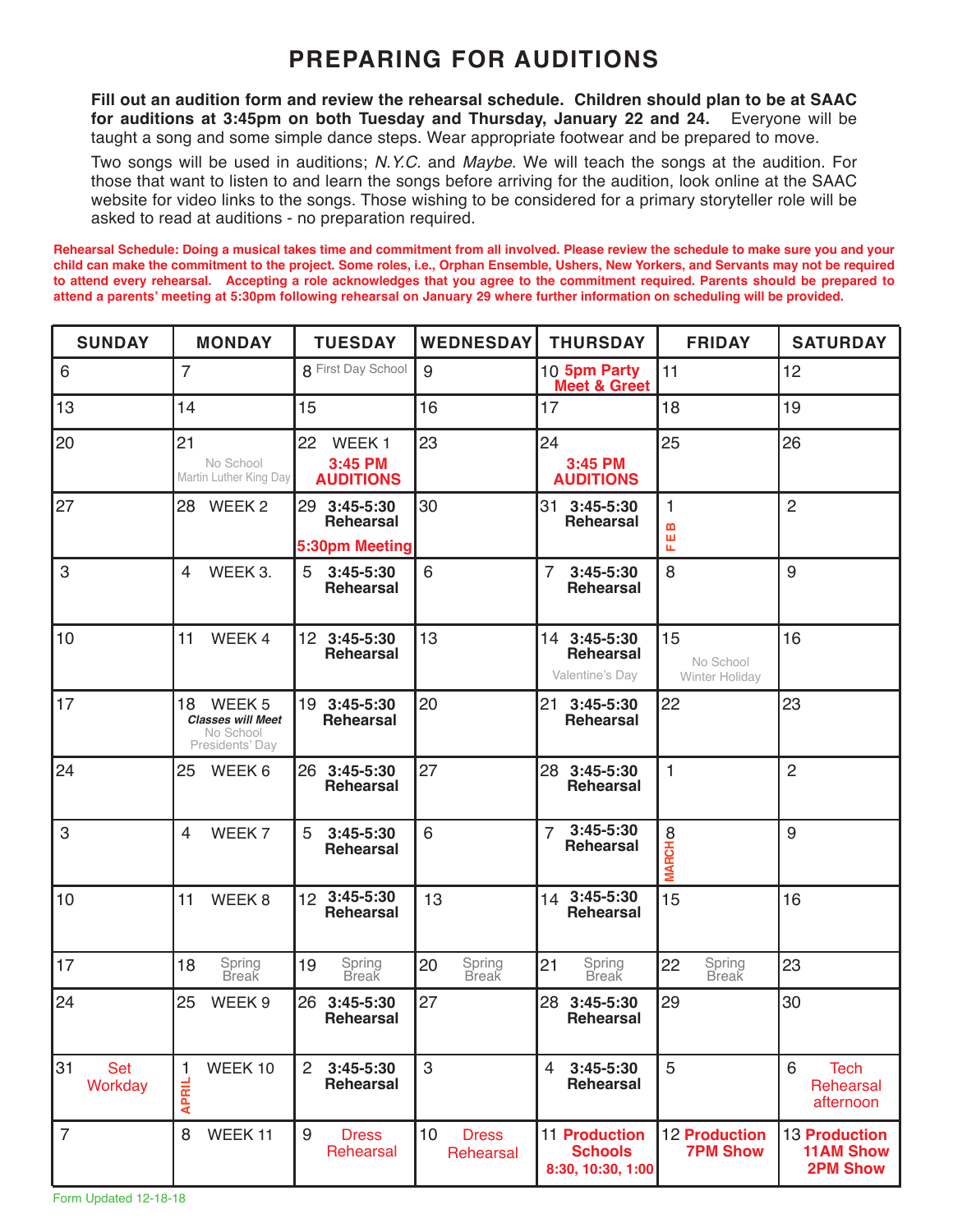# PREPARING FOR AUDITIONS

**Fill out an audition form and review the rehearsal schedule. Children should plan to be at SAAC for auditions at 3:45pm on both Tuesday and Thursday, January 22 and 24.** Everyone will be taught a song and some simple dance steps. Wear appropriate footwear and be prepared to move.

Two songs will be used in auditions; *N.Y.C.* and *Maybe*. We will teach the songs at the audition. For those that want to listen to and learn the songs before arriving for the audition, look online at the SAAC website for video links to the songs. Those wishing to be considered for a primary storyteller role will be asked to read at auditions - no preparation required.

**Rehearsal Schedule: Doing a musical takes time and commitment from all involved. Please review the schedule to make sure you and your child can make the commitment to the project. Some roles, i.e., Orphan Ensemble, Ushers, New Yorkers, and Servants may not be required to attend every rehearsal. Accepting a role acknowledges that you agree to the commitment required. Parents should be prepared to attend a parents' meeting at 5:30pm following rehearsal on January 29 where further information on scheduling will be provided.**

| SUNDAY | MONDAY | TUESDAY | WEDNESDAY | THURSDAY | FRIDAY | SATURDAY |
|---|---|---|---|---|---|---|
| 6 | 7 | 8 First Day School | 9 | 10 **5pm Party Meet & Greet** | 11 | 12 |
| 13 | 14 | 15 | 16 | 17 | 18 | 19 |
| 20 | 21 No School Martin Luther King Day | 22 WEEK 1 **3:45 PM AUDITIONS** | 23 | 24 **3:45 PM AUDITIONS** | 25 | 26 |
| 27 | 28 WEEK 2 | 29 **3:45-5:30 Rehearsal** **5:30pm Meeting** | 30 | 31 **3:45-5:30 Rehearsal** | 1 FEB | 2 |
| 3 | 4 WEEK 3. | 5 **3:45-5:30 Rehearsal** | 6 | 7 **3:45-5:30 Rehearsal** | 8 | 9 |
| 10 | 11 WEEK 4 | 12 **3:45-5:30 Rehearsal** | 13 | 14 **3:45-5:30 Rehearsal** Valentine's Day | 15 No School Winter Holiday | 16 |
| 17 | 18 WEEK 5 ***Classes will Meet*** No School Presidents' Day | 19 **3:45-5:30 Rehearsal** | 20 | 21 **3:45-5:30 Rehearsal** | 22 | 23 |
| 24 | 25 WEEK 6 | 26 **3:45-5:30 Rehearsal** | 27 | 28 **3:45-5:30 Rehearsal** | 1 | 2 |
| 3 | 4 WEEK 7 | 5 **3:45-5:30 Rehearsal** | 6 | 7 **3:45-5:30 Rehearsal** | 8 MARCH | 9 |
| 10 | 11 WEEK 8 | 12 **3:45-5:30 Rehearsal** | 13 | 14 **3:45-5:30 Rehearsal** | 15 | 16 |
| 17 | 18 Spring Break | 19 Spring Break | 20 Spring Break | 21 Spring Break | 22 Spring Break | 23 |
| 24 | 25 WEEK 9 | 26 **3:45-5:30 Rehearsal** | 27 | 28 **3:45-5:30 Rehearsal** | 29 | 30 |
| 31 Set Workday | 1 APRIL WEEK 10 | 2 **3:45-5:30 Rehearsal** | 3 | 4 **3:45-5:30 Rehearsal** | 5 | 6 Tech Rehearsal afternoon |
| 7 | 8 WEEK 11 | 9 Dress Rehearsal | 10 Dress Rehearsal | 11 **Production Schools 8:30, 10:30, 1:00** | 12 **Production 7PM Show** | 13 **Production 11AM Show 2PM Show** |

Form Updated 12-18-18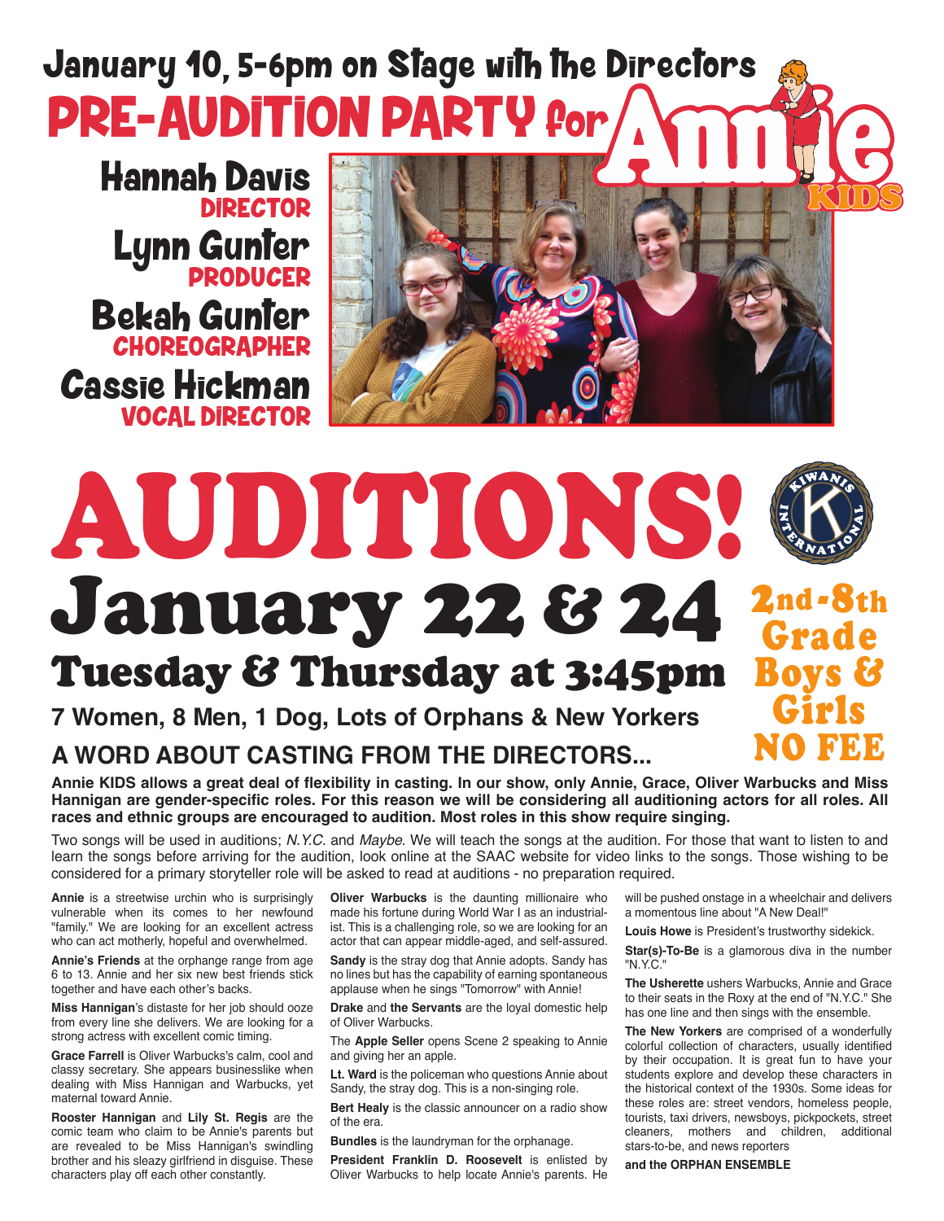# January 10, 5-6pm on Stage with the Directors

# PRE-AUDITION PARTY for Annie KIDS

**Hannah Davis**
DIRECTOR

**Lynn Gunter**
PRODUCER

**Bekah Gunter**
CHOREOGRAPHER

**Cassie Hickman**
VOCAL DIRECTOR

# AUDITIONS!

KIWANIS INTERNATIONAL

## January 22 & 24

## Tuesday & Thursday at 3:45pm

**2nd-8th Grade Boys & Girls**

**NO FEE**

### 7 Women, 8 Men, 1 Dog, Lots of Orphans & New Yorkers

### A WORD ABOUT CASTING FROM THE DIRECTORS...

**Annie KIDS allows a great deal of flexibility in casting. In our show, only Annie, Grace, Oliver Warbucks and Miss Hannigan are gender-specific roles. For this reason we will be considering all auditioning actors for all roles. All races and ethnic groups are encouraged to audition. Most roles in this show require singing.**

Two songs will be used in auditions; *N.Y.C.* and *Maybe*. We will teach the songs at the audition. For those that want to listen to and learn the songs before arriving for the audition, look online at the SAAC website for video links to the songs. Those wishing to be considered for a primary storyteller role will be asked to read at auditions - no preparation required.

**Annie** is a streetwise urchin who is surprisingly vulnerable when its comes to her newfound "family." We are looking for an excellent actress who can act motherly, hopeful and overwhelmed.

**Annie's Friends** at the orphanage range from age 6 to 13. Annie and her six new best friends stick together and have each other's backs.

**Miss Hannigan**'s distaste for her job should ooze from every line she delivers. We are looking for a strong actress with excellent comic timing.

**Grace Farrell** is Oliver Warbucks's calm, cool and classy secretary. She appears businesslike when dealing with Miss Hannigan and Warbucks, yet maternal toward Annie.

**Rooster Hannigan** and **Lily St. Regis** are the comic team who claim to be Annie's parents but are revealed to be Miss Hannigan's swindling brother and his sleazy girlfriend in disguise. These characters play off each other constantly.

**Oliver Warbucks** is the daunting millionaire who made his fortune during World War I as an industrialist. This is a challenging role, so we are looking for an actor that can appear middle-aged, and self-assured.

**Sandy** is the stray dog that Annie adopts. Sandy has no lines but has the capability of earning spontaneous applause when he sings "Tomorrow" with Annie!

**Drake** and **the Servants** are the loyal domestic help of Oliver Warbucks.

The **Apple Seller** opens Scene 2 speaking to Annie and giving her an apple.

**Lt. Ward** is the policeman who questions Annie about Sandy, the stray dog. This is a non-singing role.

**Bert Healy** is the classic announcer on a radio show of the era.

**Bundles** is the laundryman for the orphanage.

**President Franklin D. Roosevelt** is enlisted by Oliver Warbucks to help locate Annie's parents. He will be pushed onstage in a wheelchair and delivers a momentous line about "A New Deal!"

**Louis Howe** is President's trustworthy sidekick.

**Star(s)-To-Be** is a glamorous diva in the number "N.Y.C."

**The Usherette** ushers Warbucks, Annie and Grace to their seats in the Roxy at the end of "N.Y.C." She has one line and then sings with the ensemble.

**The New Yorkers** are comprised of a wonderfully colorful collection of characters, usually identified by their occupation. It is great fun to have your students explore and develop these characters in the historical context of the 1930s. Some ideas for these roles are: street vendors, homeless people, tourists, taxi drivers, newsboys, pickpockets, street cleaners, mothers and children, additional stars-to-be, and news reporters

**and the ORPHAN ENSEMBLE**